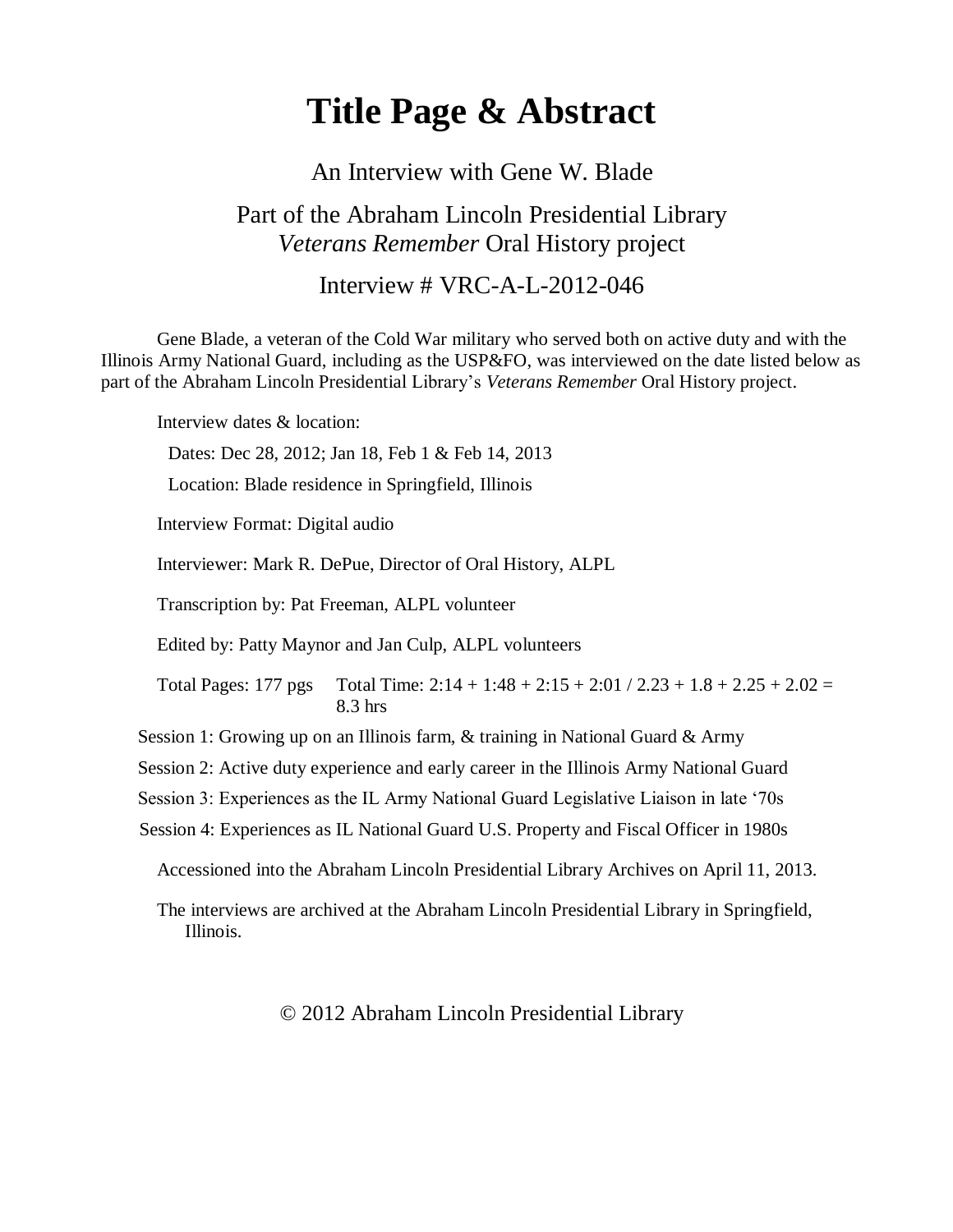# Title Page & Abstract

An Interview with Gene W. Blade

Part of the Abraham Lincoln Presidential Library
*Veterans Remember* Oral History project

Interview # VRC-A-L-2012-046

Gene Blade, a veteran of the Cold War military who served both on active duty and with the Illinois Army National Guard, including as the USP&FO, was interviewed on the date listed below as part of the Abraham Lincoln Presidential Library's *Veterans Remember* Oral History project.

Interview dates & location:

Dates: Dec 28, 2012; Jan 18, Feb 1 & Feb 14, 2013

Location: Blade residence in Springfield, Illinois

Interview Format: Digital audio

Interviewer: Mark R. DePue, Director of Oral History, ALPL

Transcription by: Pat Freeman, ALPL volunteer

Edited by: Patty Maynor and Jan Culp, ALPL volunteers

Total Pages: 177 pgs     Total Time: 2:14 + 1:48 + 2:15 + 2:01 / 2.23 + 1.8 + 2.25 + 2.02 = 8.3 hrs

Session 1: Growing up on an Illinois farm, & training in National Guard & Army

Session 2: Active duty experience and early career in the Illinois Army National Guard

Session 3: Experiences as the IL Army National Guard Legislative Liaison in late '70s

Session 4: Experiences as IL National Guard U.S. Property and Fiscal Officer in 1980s

Accessioned into the Abraham Lincoln Presidential Library Archives on April 11, 2013.

The interviews are archived at the Abraham Lincoln Presidential Library in Springfield, Illinois.

© 2012 Abraham Lincoln Presidential Library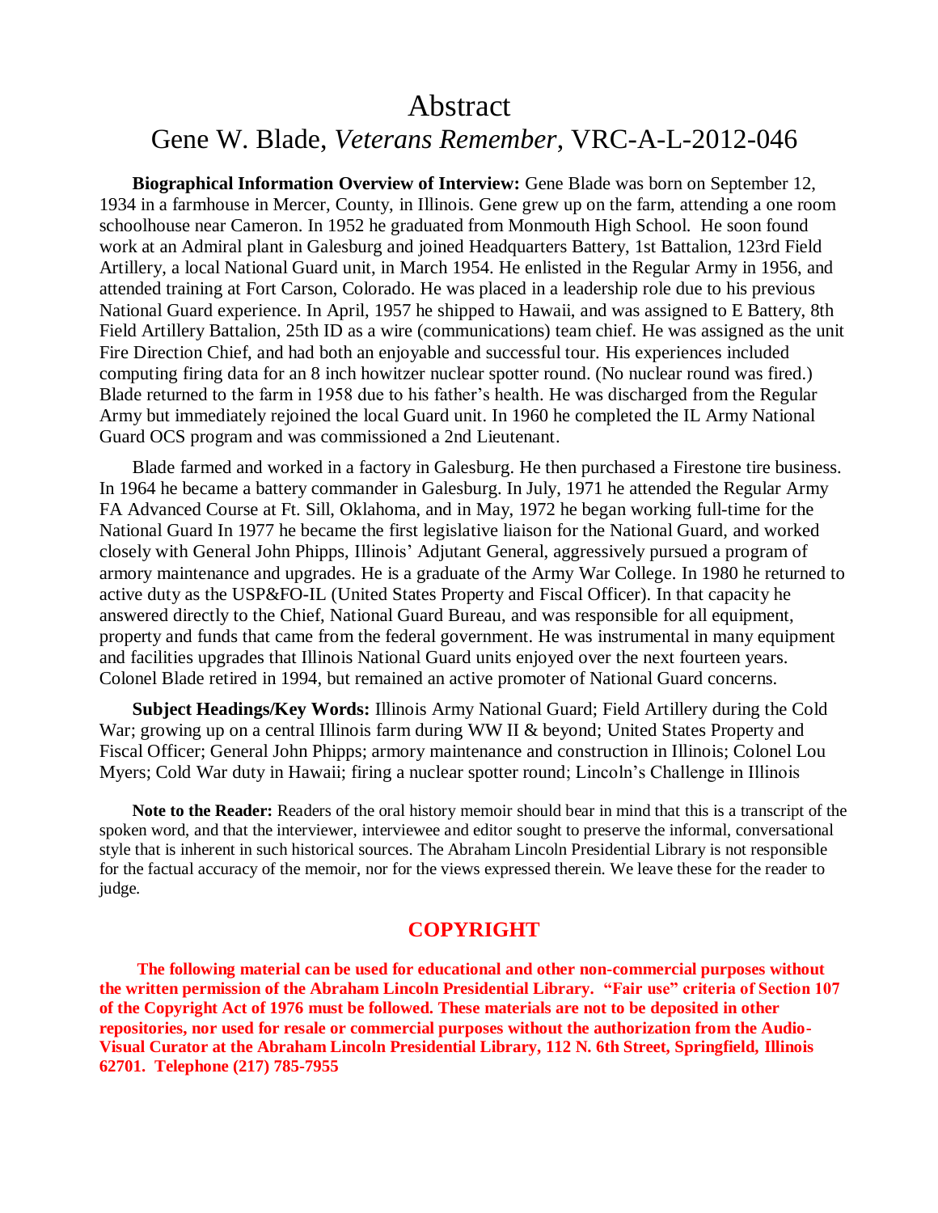# Abstract

## Gene W. Blade, *Veterans Remember,* VRC-A-L-2012-046

**Biographical Information Overview of Interview:** Gene Blade was born on September 12, 1934 in a farmhouse in Mercer, County, in Illinois. Gene grew up on the farm, attending a one room schoolhouse near Cameron. In 1952 he graduated from Monmouth High School. He soon found work at an Admiral plant in Galesburg and joined Headquarters Battery, 1st Battalion, 123rd Field Artillery, a local National Guard unit, in March 1954. He enlisted in the Regular Army in 1956, and attended training at Fort Carson, Colorado. He was placed in a leadership role due to his previous National Guard experience. In April, 1957 he shipped to Hawaii, and was assigned to E Battery, 8th Field Artillery Battalion, 25th ID as a wire (communications) team chief. He was assigned as the unit Fire Direction Chief, and had both an enjoyable and successful tour. His experiences included computing firing data for an 8 inch howitzer nuclear spotter round. (No nuclear round was fired.) Blade returned to the farm in 1958 due to his father's health. He was discharged from the Regular Army but immediately rejoined the local Guard unit. In 1960 he completed the IL Army National Guard OCS program and was commissioned a 2nd Lieutenant.

Blade farmed and worked in a factory in Galesburg. He then purchased a Firestone tire business. In 1964 he became a battery commander in Galesburg. In July, 1971 he attended the Regular Army FA Advanced Course at Ft. Sill, Oklahoma, and in May, 1972 he began working full-time for the National Guard In 1977 he became the first legislative liaison for the National Guard, and worked closely with General John Phipps, Illinois' Adjutant General, aggressively pursued a program of armory maintenance and upgrades. He is a graduate of the Army War College. In 1980 he returned to active duty as the USP&FO-IL (United States Property and Fiscal Officer). In that capacity he answered directly to the Chief, National Guard Bureau, and was responsible for all equipment, property and funds that came from the federal government. He was instrumental in many equipment and facilities upgrades that Illinois National Guard units enjoyed over the next fourteen years. Colonel Blade retired in 1994, but remained an active promoter of National Guard concerns.

**Subject Headings/Key Words:** Illinois Army National Guard; Field Artillery during the Cold War; growing up on a central Illinois farm during WW II & beyond; United States Property and Fiscal Officer; General John Phipps; armory maintenance and construction in Illinois; Colonel Lou Myers; Cold War duty in Hawaii; firing a nuclear spotter round; Lincoln's Challenge in Illinois

**Note to the Reader:** Readers of the oral history memoir should bear in mind that this is a transcript of the spoken word, and that the interviewer, interviewee and editor sought to preserve the informal, conversational style that is inherent in such historical sources. The Abraham Lincoln Presidential Library is not responsible for the factual accuracy of the memoir, nor for the views expressed therein. We leave these for the reader to judge.

## COPYRIGHT

**The following material can be used for educational and other non-commercial purposes without the written permission of the Abraham Lincoln Presidential Library. "Fair use" criteria of Section 107 of the Copyright Act of 1976 must be followed. These materials are not to be deposited in other repositories, nor used for resale or commercial purposes without the authorization from the Audio-Visual Curator at the Abraham Lincoln Presidential Library, 112 N. 6th Street, Springfield, Illinois 62701. Telephone (217) 785-7955**